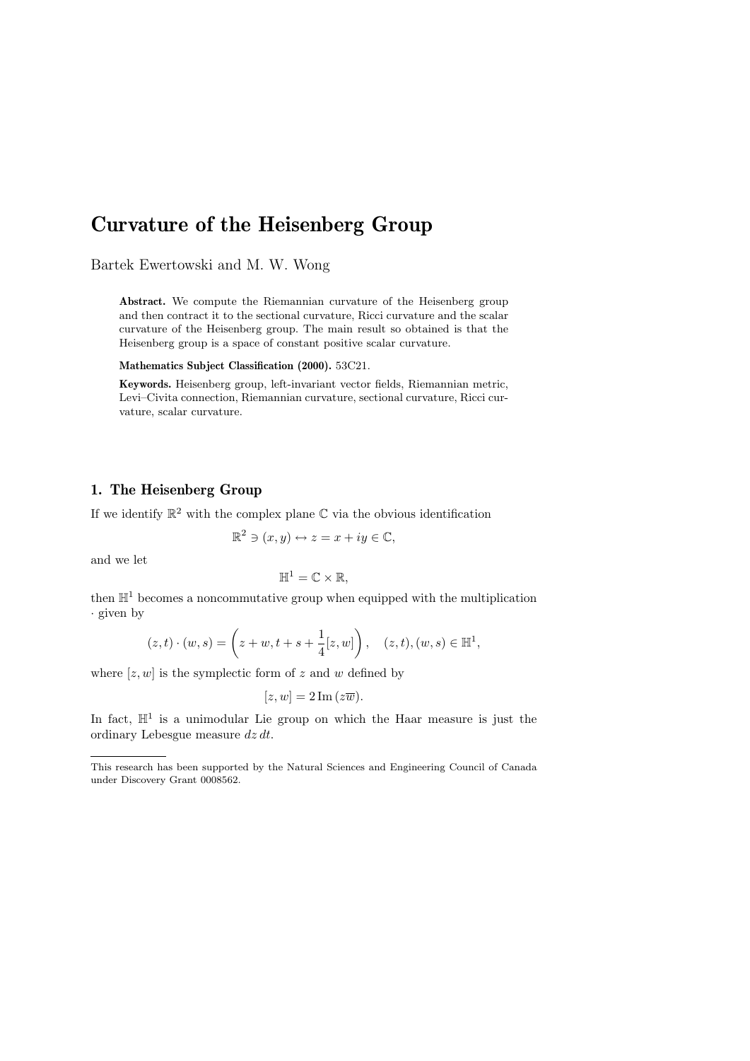# Curvature of the Heisenberg Group

Bartek Ewertowski and M. W. Wong

**Abstract.** We compute the Riemannian curvature of the Heisenberg group and then contract it to the sectional curvature, Ricci curvature and the scalar curvature of the Heisenberg group. The main result so obtained is that the Heisenberg group is a space of constant positive scalar curvature.

**Mathematics Subject Classification (2000).** 53C21.

**Keywords.** Heisenberg group, left-invariant vector fields, Riemannian metric, Levi–Civita connection, Riemannian curvature, sectional curvature, Ricci curvature, scalar curvature.

## 1. The Heisenberg Group

If we identify $\mathbb{R}^2$ with the complex plane $\mathbb{C}$ via the obvious identification

$$\mathbb{R}^2 \ni (x, y) \leftrightarrow z = x + iy \in \mathbb{C},$$

and we let

$$\mathbb{H}^1 = \mathbb{C} \times \mathbb{R},$$

then $\mathbb{H}^1$ becomes a noncommutative group when equipped with the multiplication $\cdot$ given by

$$(z, t) \cdot (w, s) = \left( z + w, t + s + \frac{1}{4}[z, w] \right), \quad (z, t), (w, s) \in \mathbb{H}^1,$$

where $[z, w]$ is the symplectic form of $z$ and $w$ defined by

$$[z, w] = 2 \operatorname{Im} (z\overline{w}).$$

In fact, $\mathbb{H}^1$ is a unimodular Lie group on which the Haar measure is just the ordinary Lebesgue measure $dz\, dt$.

This research has been supported by the Natural Sciences and Engineering Council of Canada under Discovery Grant 0008562.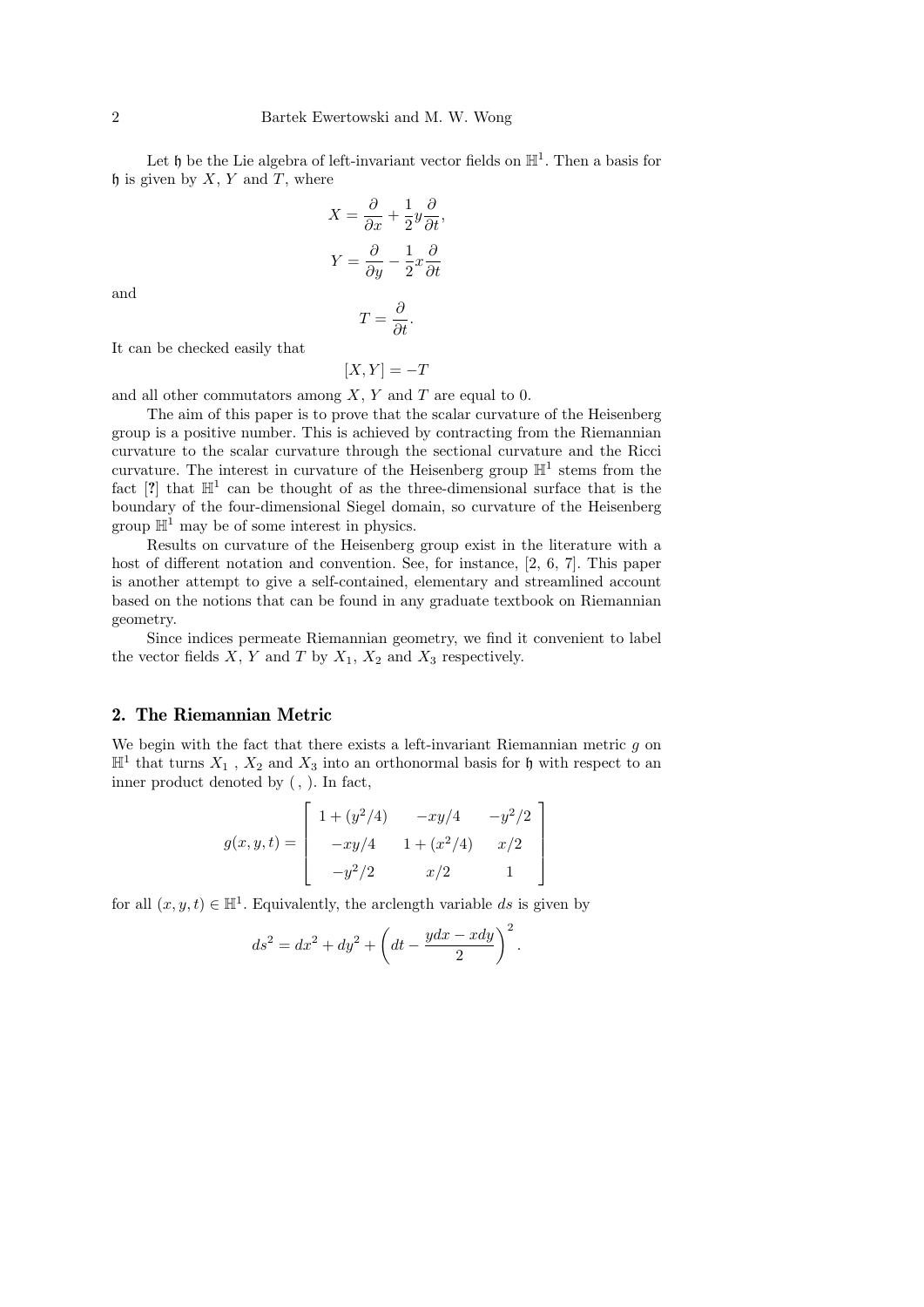Let $\mathfrak{h}$ be the Lie algebra of left-invariant vector fields on $\mathbb{H}^1$. Then a basis for $\mathfrak{h}$ is given by $X$, $Y$ and $T$, where

$$X = \frac{\partial}{\partial x} + \frac{1}{2}y\frac{\partial}{\partial t},$$

$$Y = \frac{\partial}{\partial y} - \frac{1}{2}x\frac{\partial}{\partial t}$$

and

$$T = \frac{\partial}{\partial t}.$$

It can be checked easily that

$$[X, Y] = -T$$

and all other commutators among $X$, $Y$ and $T$ are equal to 0.

The aim of this paper is to prove that the scalar curvature of the Heisenberg group is a positive number. This is achieved by contracting from the Riemannian curvature to the scalar curvature through the sectional curvature and the Ricci curvature. The interest in curvature of the Heisenberg group $\mathbb{H}^1$ stems from the fact [**?**] that $\mathbb{H}^1$ can be thought of as the three-dimensional surface that is the boundary of the four-dimensional Siegel domain, so curvature of the Heisenberg group $\mathbb{H}^1$ may be of some interest in physics.

Results on curvature of the Heisenberg group exist in the literature with a host of different notation and convention. See, for instance, [2, 6, 7]. This paper is another attempt to give a self-contained, elementary and streamlined account based on the notions that can be found in any graduate textbook on Riemannian geometry.

Since indices permeate Riemannian geometry, we find it convenient to label the vector fields $X$, $Y$ and $T$ by $X_1$, $X_2$ and $X_3$ respectively.

## 2. The Riemannian Metric

We begin with the fact that there exists a left-invariant Riemannian metric $g$ on $\mathbb{H}^1$ that turns $X_1$ , $X_2$ and $X_3$ into an orthonormal basis for $\mathfrak{h}$ with respect to an inner product denoted by $(\ ,\ )$. In fact,

$$g(x, y, t) = \begin{bmatrix} 1 + (y^2/4) & -xy/4 & -y^2/2 \\ -xy/4 & 1 + (x^2/4) & x/2 \\ -y^2/2 & x/2 & 1 \end{bmatrix}$$

for all $(x, y, t) \in \mathbb{H}^1$. Equivalently, the arclength variable $ds$ is given by

$$ds^2 = dx^2 + dy^2 + \left(dt - \frac{ydx - xdy}{2}\right)^2.$$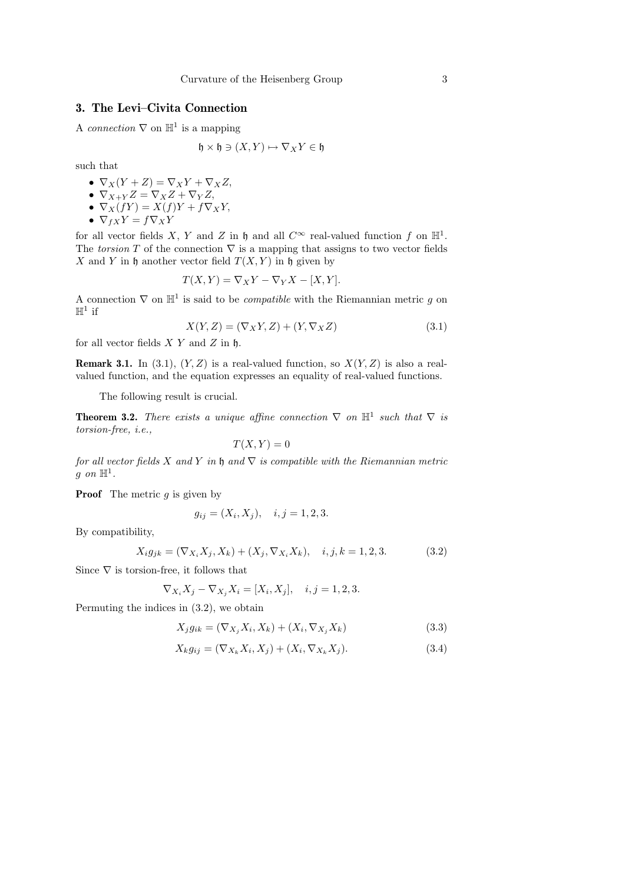## 3. The Levi–Civita Connection

A *connection* $\nabla$ on $\mathbb{H}^1$ is a mapping

$$\mathfrak{h} \times \mathfrak{h} \ni (X, Y) \mapsto \nabla_X Y \in \mathfrak{h}$$

such that

- $\nabla_X (Y + Z) = \nabla_X Y + \nabla_X Z$,
- $\nabla_{X+Y} Z = \nabla_X Z + \nabla_Y Z$,
- $\nabla_X (fY) = X(f)Y + f\nabla_X Y$,
- $\nabla_{fX} Y = f\nabla_X Y$

for all vector fields $X$, $Y$ and $Z$ in $\mathfrak{h}$ and all $C^\infty$ real-valued function $f$ on $\mathbb{H}^1$. The *torsion* $T$ of the connection $\nabla$ is a mapping that assigns to two vector fields $X$ and $Y$ in $\mathfrak{h}$ another vector field $T(X, Y)$ in $\mathfrak{h}$ given by

$$T(X, Y) = \nabla_X Y - \nabla_Y X - [X, Y].$$

A connection $\nabla$ on $\mathbb{H}^1$ is said to be *compatible* with the Riemannian metric $g$ on $\mathbb{H}^1$ if

$$X(Y, Z) = (\nabla_X Y, Z) + (Y, \nabla_X Z) \tag{3.1}$$

for all vector fields $X$ $Y$ and $Z$ in $\mathfrak{h}$.

**Remark 3.1.** In (3.1), $(Y, Z)$ is a real-valued function, so $X(Y, Z)$ is also a real-valued function, and the equation expresses an equality of real-valued functions.

The following result is crucial.

**Theorem 3.2.** *There exists a unique affine connection $\nabla$ on $\mathbb{H}^1$ such that $\nabla$ is torsion-free, i.e.,*

$$T(X, Y) = 0$$

*for all vector fields $X$ and $Y$ in $\mathfrak{h}$ and $\nabla$ is compatible with the Riemannian metric $g$ on $\mathbb{H}^1$.*

**Proof** The metric $g$ is given by

$$g_{ij} = (X_i, X_j), \quad i, j = 1, 2, 3.$$

By compatibility,

$$X_i g_{jk} = (\nabla_{X_i} X_j, X_k) + (X_j, \nabla_{X_i} X_k), \quad i, j, k = 1, 2, 3. \tag{3.2}$$

Since $\nabla$ is torsion-free, it follows that

$$\nabla_{X_i} X_j - \nabla_{X_j} X_i = [X_i, X_j], \quad i, j = 1, 2, 3.$$

Permuting the indices in (3.2), we obtain

$$X_j g_{ik} = (\nabla_{X_j} X_i, X_k) + (X_i, \nabla_{X_j} X_k) \tag{3.3}$$

$$X_k g_{ij} = (\nabla_{X_k} X_i, X_j) + (X_i, \nabla_{X_k} X_j). \tag{3.4}$$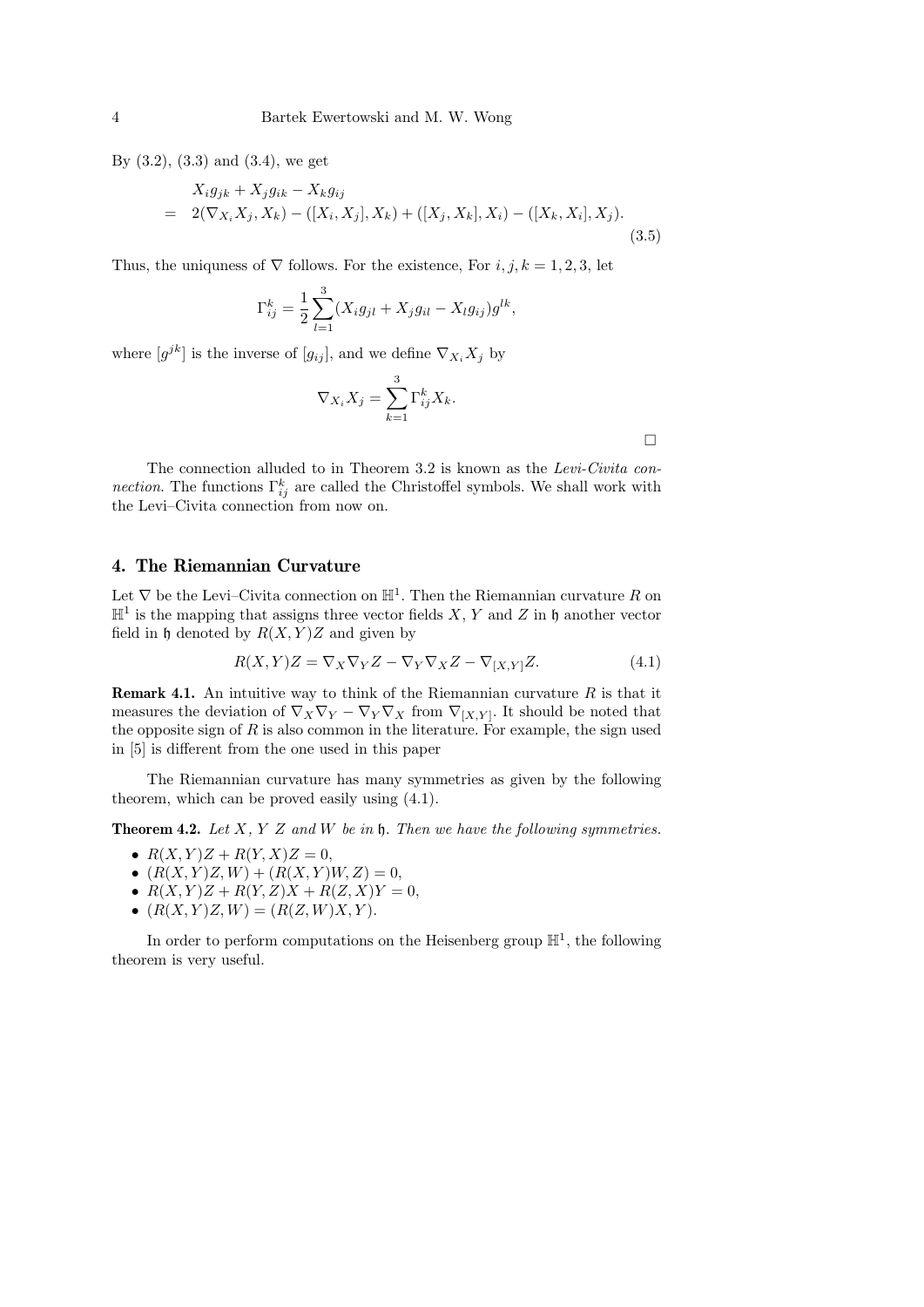By (3.2), (3.3) and (3.4), we get

$$
\begin{aligned}
& X_i g_{jk} + X_j g_{ik} - X_k g_{ij} \\
= \quad & 2(\nabla_{X_i} X_j, X_k) - ([X_i, X_j], X_k) + ([X_j, X_k], X_i) - ([X_k, X_i], X_j).
\end{aligned} \tag{3.5}
$$

Thus, the uniquness of $\nabla$ follows. For the existence, For $i, j, k = 1, 2, 3$, let

$$
\Gamma_{ij}^k = \frac{1}{2} \sum_{l=1}^{3} (X_i g_{jl} + X_j g_{il} - X_l g_{ij}) g^{lk},
$$

where $[g^{jk}]$ is the inverse of $[g_{ij}]$, and we define $\nabla_{X_i} X_j$ by

$$
\nabla_{X_i} X_j = \sum_{k=1}^{3} \Gamma_{ij}^k X_k.
$$

□

The connection alluded to in Theorem 3.2 is known as the *Levi-Civita connection*. The functions $\Gamma_{ij}^k$ are called the Christoffel symbols. We shall work with the Levi–Civita connection from now on.

## 4. The Riemannian Curvature

Let $\nabla$ be the Levi–Civita connection on $\mathbb{H}^1$. Then the Riemannian curvature $R$ on $\mathbb{H}^1$ is the mapping that assigns three vector fields $X$, $Y$ and $Z$ in $\mathfrak{h}$ another vector field in $\mathfrak{h}$ denoted by $R(X,Y)Z$ and given by

$$
R(X,Y)Z = \nabla_X \nabla_Y Z - \nabla_Y \nabla_X Z - \nabla_{[X,Y]} Z. \tag{4.1}
$$

**Remark 4.1.** An intuitive way to think of the Riemannian curvature $R$ is that it measures the deviation of $\nabla_X \nabla_Y - \nabla_Y \nabla_X$ from $\nabla_{[X,Y]}$. It should be noted that the opposite sign of $R$ is also common in the literature. For example, the sign used in [5] is different from the one used in this paper

The Riemannian curvature has many symmetries as given by the following theorem, which can be proved easily using (4.1).

**Theorem 4.2.** *Let $X$, $Y$ $Z$ and $W$ be in $\mathfrak{h}$. Then we have the following symmetries.*

- $R(X,Y)Z + R(Y,X)Z = 0$,
- $(R(X,Y)Z, W) + (R(X,Y)W, Z) = 0$,
- $R(X,Y)Z + R(Y,Z)X + R(Z,X)Y = 0$,
- $(R(X,Y)Z, W) = (R(Z,W)X, Y)$.

In order to perform computations on the Heisenberg group $\mathbb{H}^1$, the following theorem is very useful.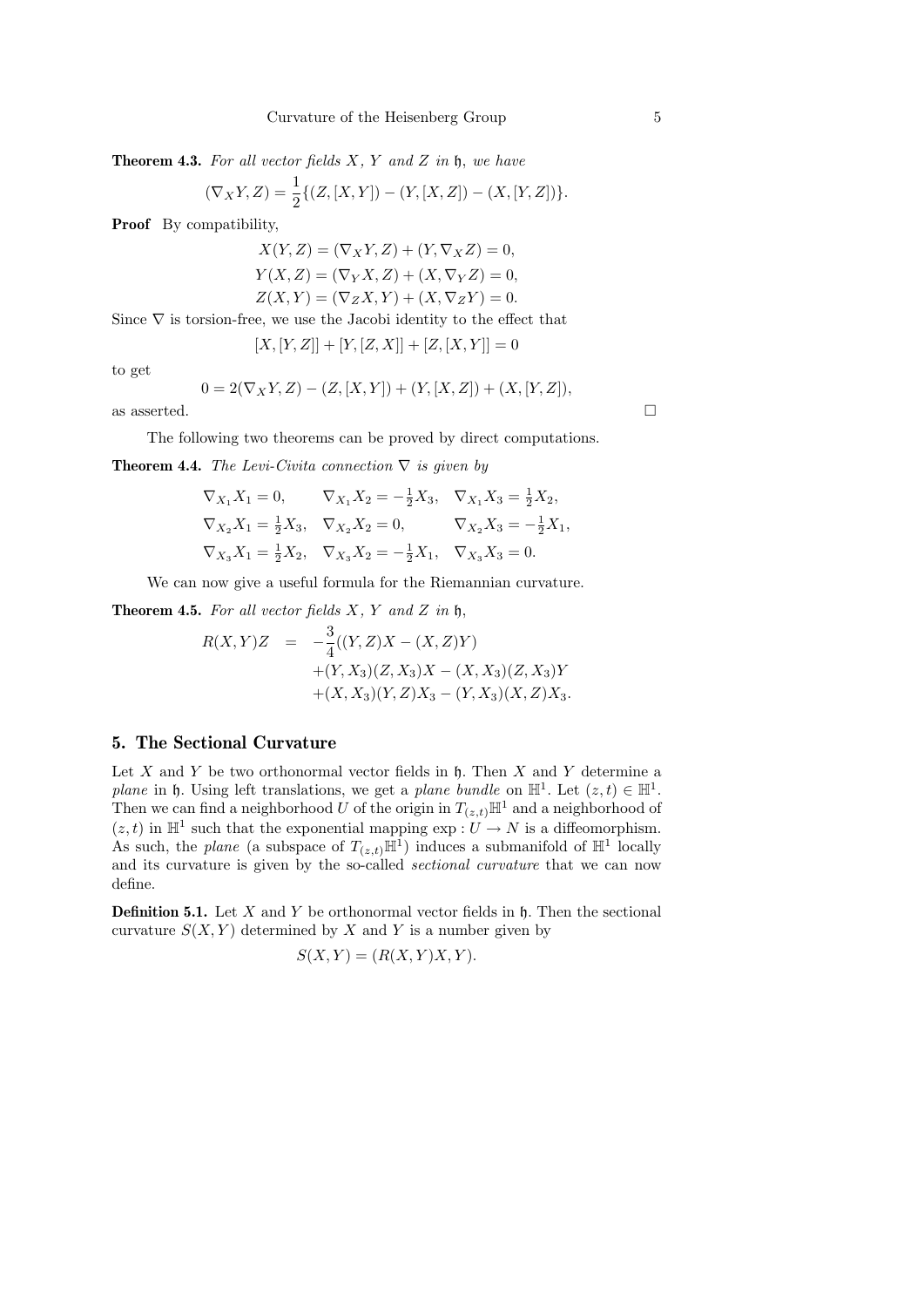**Theorem 4.3.** *For all vector fields $X$, $Y$ and $Z$ in $\mathfrak{h}$, we have*

$$(\nabla_X Y, Z) = \frac{1}{2}\{(Z, [X, Y]) - (Y, [X, Z]) - (X, [Y, Z])\}.$$

**Proof** By compatibility,

$$X(Y, Z) = (\nabla_X Y, Z) + (Y, \nabla_X Z) = 0,$$
$$Y(X, Z) = (\nabla_Y X, Z) + (X, \nabla_Y Z) = 0,$$
$$Z(X, Y) = (\nabla_Z X, Y) + (X, \nabla_Z Y) = 0.$$

Since $\nabla$ is torsion-free, we use the Jacobi identity to the effect that

$$[X, [Y, Z]] + [Y, [Z, X]] + [Z, [X, Y]] = 0$$

to get

$$0 = 2(\nabla_X Y, Z) - (Z, [X, Y]) + (Y, [X, Z]) + (X, [Y, Z]),$$

as asserted. □

The following two theorems can be proved by direct computations.

**Theorem 4.4.** *The Levi-Civita connection $\nabla$ is given by*

$$\begin{array}{lll}
\nabla_{X_1} X_1 = 0, & \nabla_{X_1} X_2 = -\frac{1}{2} X_3, & \nabla_{X_1} X_3 = \frac{1}{2} X_2, \\
\nabla_{X_2} X_1 = \frac{1}{2} X_3, & \nabla_{X_2} X_2 = 0, & \nabla_{X_2} X_3 = -\frac{1}{2} X_1, \\
\nabla_{X_3} X_1 = \frac{1}{2} X_2, & \nabla_{X_3} X_2 = -\frac{1}{2} X_1, & \nabla_{X_3} X_3 = 0.
\end{array}$$

We can now give a useful formula for the Riemannian curvature.

**Theorem 4.5.** *For all vector fields $X$, $Y$ and $Z$ in $\mathfrak{h}$,*

$$\begin{aligned}
R(X, Y)Z &= -\frac{3}{4}((Y, Z)X - (X, Z)Y) \\
&\quad + (Y, X_3)(Z, X_3)X - (X, X_3)(Z, X_3)Y \\
&\quad + (X, X_3)(Y, Z)X_3 - (Y, X_3)(X, Z)X_3.
\end{aligned}$$

## 5. The Sectional Curvature

Let $X$ and $Y$ be two orthonormal vector fields in $\mathfrak{h}$. Then $X$ and $Y$ determine a *plane* in $\mathfrak{h}$. Using left translations, we get a *plane bundle* on $\mathbb{H}^1$. Let $(z, t) \in \mathbb{H}^1$. Then we can find a neighborhood $U$ of the origin in $T_{(z,t)}\mathbb{H}^1$ and a neighborhood of $(z, t)$ in $\mathbb{H}^1$ such that the exponential mapping $\exp : U \to N$ is a diffeomorphism. As such, the *plane* (a subspace of $T_{(z,t)}\mathbb{H}^1$) induces a submanifold of $\mathbb{H}^1$ locally and its curvature is given by the so-called *sectional curvature* that we can now define.

**Definition 5.1.** Let $X$ and $Y$ be orthonormal vector fields in $\mathfrak{h}$. Then the sectional curvature $S(X, Y)$ determined by $X$ and $Y$ is a number given by

$$S(X, Y) = (R(X, Y)X, Y).$$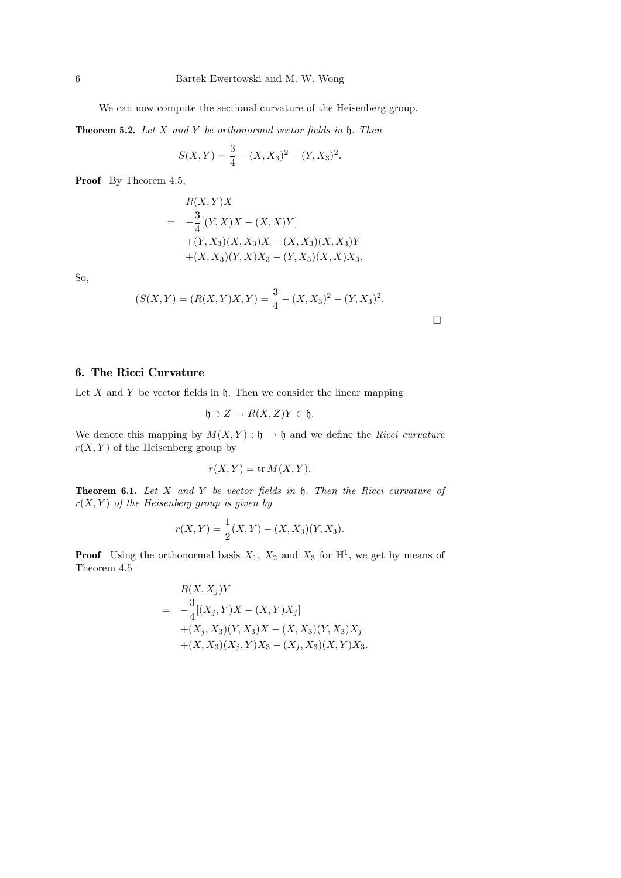We can now compute the sectional curvature of the Heisenberg group.

**Theorem 5.2.** *Let $X$ and $Y$ be orthonormal vector fields in $\mathfrak{h}$. Then*

$$S(X,Y) = \frac{3}{4} - (X,X_3)^2 - (Y,X_3)^2.$$

**Proof** By Theorem 4.5,

$$\begin{aligned}
& R(X,Y)X \\
= \; & -\frac{3}{4}[(Y,X)X - (X,X)Y] \\
& +(Y,X_3)(X,X_3)X - (X,X_3)(X,X_3)Y \\
& +(X,X_3)(Y,X)X_3 - (Y,X_3)(X,X)X_3.
\end{aligned}$$

So,

$$(S(X,Y) = (R(X,Y)X,Y) = \frac{3}{4} - (X,X_3)^2 - (Y,X_3)^2.$$

□

## 6. The Ricci Curvature

Let $X$ and $Y$ be vector fields in $\mathfrak{h}$. Then we consider the linear mapping

$$\mathfrak{h} \ni Z \mapsto R(X,Z)Y \in \mathfrak{h}.$$

We denote this mapping by $M(X,Y) : \mathfrak{h} \to \mathfrak{h}$ and we define the *Ricci curvature* $r(X,Y)$ of the Heisenberg group by

$$r(X,Y) = \operatorname{tr} M(X,Y).$$

**Theorem 6.1.** *Let $X$ and $Y$ be vector fields in $\mathfrak{h}$. Then the Ricci curvature of $r(X,Y)$ of the Heisenberg group is given by*

$$r(X,Y) = \frac{1}{2}(X,Y) - (X,X_3)(Y,X_3).$$

**Proof** Using the orthonormal basis $X_1$, $X_2$ and $X_3$ for $\mathbb{H}^1$, we get by means of Theorem 4.5

$$\begin{aligned}
& R(X,X_j)Y \\
= \; & -\frac{3}{4}[(X_j,Y)X - (X,Y)X_j] \\
& +(X_j,X_3)(Y,X_3)X - (X,X_3)(Y,X_3)X_j \\
& +(X,X_3)(X_j,Y)X_3 - (X_j,X_3)(X,Y)X_3.
\end{aligned}$$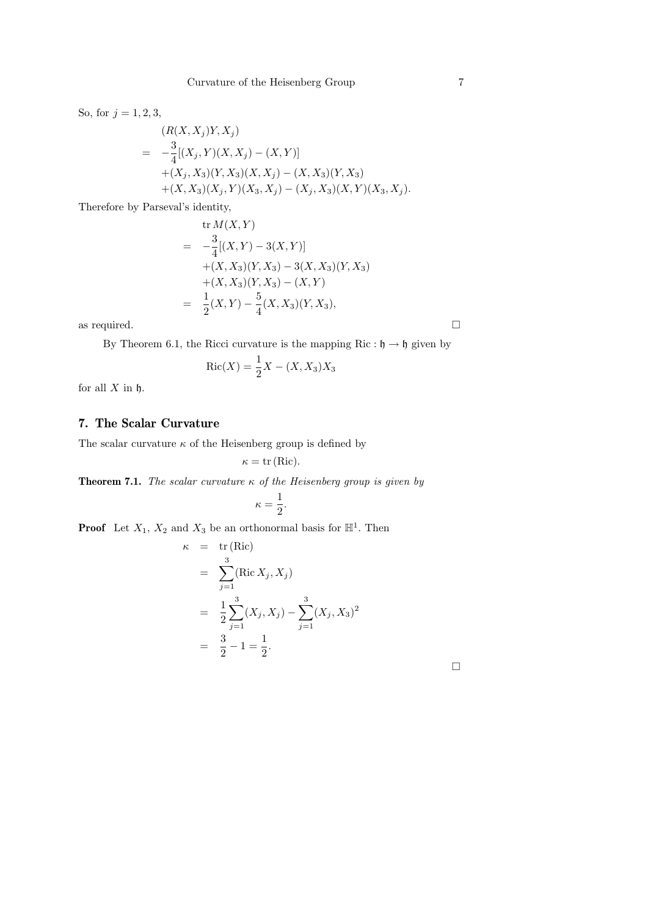So, for $j = 1, 2, 3$,

$$
\begin{aligned}
&(R(X, X_j)Y, X_j) \\
= \quad & -\frac{3}{4}[(X_j, Y)(X, X_j) - (X, Y)] \\
& +(X_j, X_3)(Y, X_3)(X, X_j) - (X, X_3)(Y, X_3) \\
& +(X, X_3)(X_j, Y)(X_3, X_j) - (X_j, X_3)(X, Y)(X_3, X_j).
\end{aligned}
$$

Therefore by Parseval's identity,

$$
\begin{aligned}
&\operatorname{tr} M(X, Y) \\
= \quad & -\frac{3}{4}[(X, Y) - 3(X, Y)] \\
& +(X, X_3)(Y, X_3) - 3(X, X_3)(Y, X_3) \\
& +(X, X_3)(Y, X_3) - (X, Y) \\
= \quad & \frac{1}{2}(X, Y) - \frac{5}{4}(X, X_3)(Y, X_3),
\end{aligned}
$$

as required. □

By Theorem 6.1, the Ricci curvature is the mapping $\mathrm{Ric} : \mathfrak{h} \to \mathfrak{h}$ given by

$$
\mathrm{Ric}(X) = \frac{1}{2}X - (X, X_3)X_3
$$

for all $X$ in $\mathfrak{h}$.

## 7. The Scalar Curvature

The scalar curvature $\kappa$ of the Heisenberg group is defined by

$$
\kappa = \operatorname{tr}(\mathrm{Ric}).
$$

**Theorem 7.1.** *The scalar curvature $\kappa$ of the Heisenberg group is given by*

$$
\kappa = \frac{1}{2}.
$$

**Proof** Let $X_1$, $X_2$ and $X_3$ be an orthonormal basis for $\mathbb{H}^1$. Then

$$
\begin{aligned}
\kappa &= \operatorname{tr}(\mathrm{Ric}) \\
&= \sum_{j=1}^{3} (\mathrm{Ric}\, X_j, X_j) \\
&= \frac{1}{2}\sum_{j=1}^{3}(X_j, X_j) - \sum_{j=1}^{3}(X_j, X_3)^2 \\
&= \frac{3}{2} - 1 = \frac{1}{2}.
\end{aligned}
$$

□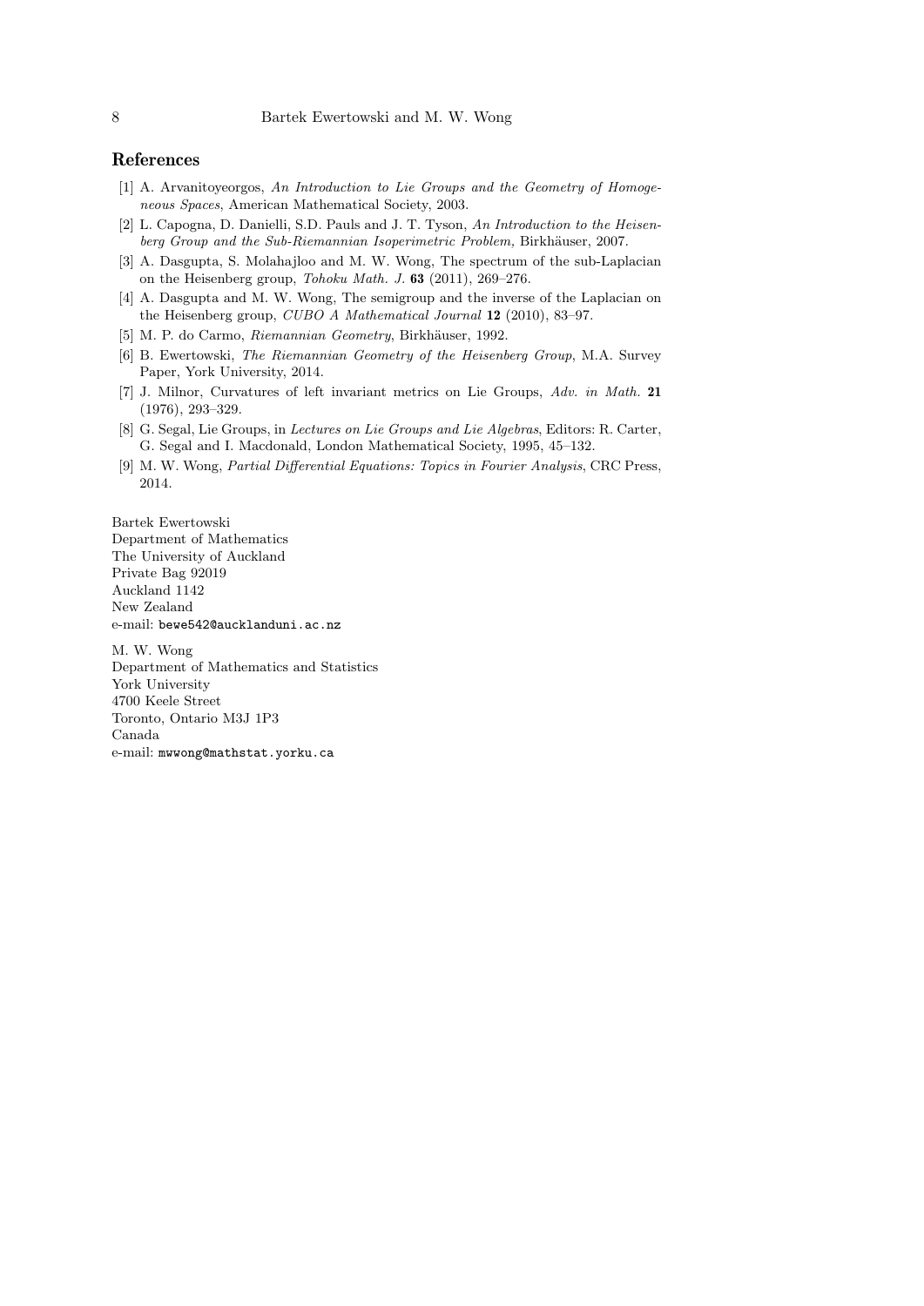## References

[1] A. Arvanitoyeorgos, *An Introduction to Lie Groups and the Geometry of Homogeneous Spaces*, American Mathematical Society, 2003.

[2] L. Capogna, D. Danielli, S.D. Pauls and J. T. Tyson, *An Introduction to the Heisenberg Group and the Sub-Riemannian Isoperimetric Problem,* Birkhäuser, 2007.

[3] A. Dasgupta, S. Molahajloo and M. W. Wong, The spectrum of the sub-Laplacian on the Heisenberg group, *Tohoku Math. J.* **63** (2011), 269–276.

[4] A. Dasgupta and M. W. Wong, The semigroup and the inverse of the Laplacian on the Heisenberg group, *CUBO A Mathematical Journal* **12** (2010), 83–97.

[5] M. P. do Carmo, *Riemannian Geometry*, Birkhäuser, 1992.

[6] B. Ewertowski, *The Riemannian Geometry of the Heisenberg Group*, M.A. Survey Paper, York University, 2014.

[7] J. Milnor, Curvatures of left invariant metrics on Lie Groups, *Adv. in Math.* **21** (1976), 293–329.

[8] G. Segal, Lie Groups, in *Lectures on Lie Groups and Lie Algebras*, Editors: R. Carter, G. Segal and I. Macdonald, London Mathematical Society, 1995, 45–132.

[9] M. W. Wong, *Partial Differential Equations: Topics in Fourier Analysis*, CRC Press, 2014.

Bartek Ewertowski
Department of Mathematics
The University of Auckland
Private Bag 92019
Auckland 1142
New Zealand
e-mail: bewe542@aucklanduni.ac.nz

M. W. Wong
Department of Mathematics and Statistics
York University
4700 Keele Street
Toronto, Ontario M3J 1P3
Canada
e-mail: mwwong@mathstat.yorku.ca